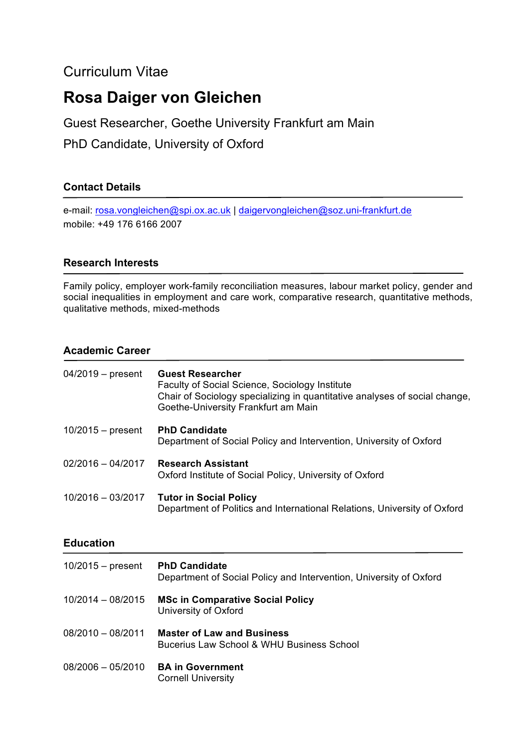Curriculum Vitae

# Rosa Daiger von Gleichen

Guest Researcher, Goethe University Frankfurt am Main

PhD Candidate, University of Oxford

## Contact Details

e-mail: rosa.vongleichen@spi.ox.ac.uk | daigervongleichen@soz.uni-frankfurt.de
mobile: +49 176 6166 2007

## Research Interests

Family policy, employer work-family reconciliation measures, labour market policy, gender and social inequalities in employment and care work, comparative research, quantitative methods, qualitative methods, mixed-methods

## Academic Career

04/2019 – present **Guest Researcher**
Faculty of Social Science, Sociology Institute
Chair of Sociology specializing in quantitative analyses of social change, Goethe-University Frankfurt am Main

10/2015 – present **PhD Candidate**
Department of Social Policy and Intervention, University of Oxford

02/2016 – 04/2017 **Research Assistant**
Oxford Institute of Social Policy, University of Oxford

10/2016 – 03/2017 **Tutor in Social Policy**
Department of Politics and International Relations, University of Oxford

## Education

10/2015 – present **PhD Candidate**
Department of Social Policy and Intervention, University of Oxford

10/2014 – 08/2015 **MSc in Comparative Social Policy**
University of Oxford

08/2010 – 08/2011 **Master of Law and Business**
Bucerius Law School & WHU Business School

08/2006 – 05/2010 **BA in Government**
Cornell University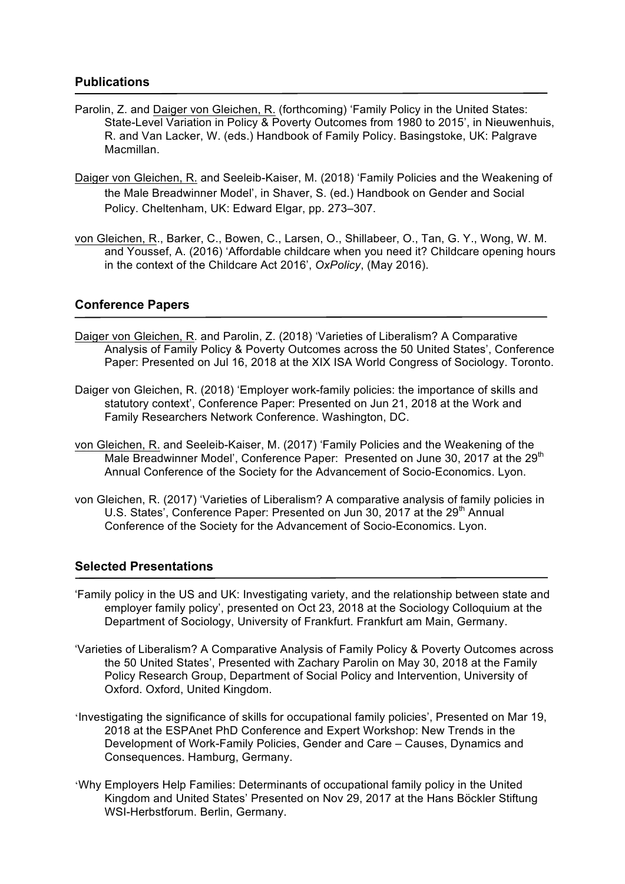## Publications

Parolin, Z. and Daiger von Gleichen, R. (forthcoming) 'Family Policy in the United States: State-Level Variation in Policy & Poverty Outcomes from 1980 to 2015', in Nieuwenhuis, R. and Van Lacker, W. (eds.) Handbook of Family Policy. Basingstoke, UK: Palgrave Macmillan.

Daiger von Gleichen, R. and Seeleib-Kaiser, M. (2018) 'Family Policies and the Weakening of the Male Breadwinner Model', in Shaver, S. (ed.) Handbook on Gender and Social Policy. Cheltenham, UK: Edward Elgar, pp. 273–307.

von Gleichen, R., Barker, C., Bowen, C., Larsen, O., Shillabeer, O., Tan, G. Y., Wong, W. M. and Youssef, A. (2016) 'Affordable childcare when you need it? Childcare opening hours in the context of the Childcare Act 2016', *OxPolicy*, (May 2016).

## Conference Papers

Daiger von Gleichen, R. and Parolin, Z. (2018) 'Varieties of Liberalism? A Comparative Analysis of Family Policy & Poverty Outcomes across the 50 United States', Conference Paper: Presented on Jul 16, 2018 at the XIX ISA World Congress of Sociology. Toronto.

Daiger von Gleichen, R. (2018) 'Employer work-family policies: the importance of skills and statutory context', Conference Paper: Presented on Jun 21, 2018 at the Work and Family Researchers Network Conference. Washington, DC.

von Gleichen, R. and Seeleib-Kaiser, M. (2017) 'Family Policies and the Weakening of the Male Breadwinner Model', Conference Paper: Presented on June 30, 2017 at the 29th Annual Conference of the Society for the Advancement of Socio-Economics. Lyon.

von Gleichen, R. (2017) 'Varieties of Liberalism? A comparative analysis of family policies in U.S. States', Conference Paper: Presented on Jun 30, 2017 at the 29th Annual Conference of the Society for the Advancement of Socio-Economics. Lyon.

## Selected Presentations

'Family policy in the US and UK: Investigating variety, and the relationship between state and employer family policy', presented on Oct 23, 2018 at the Sociology Colloquium at the Department of Sociology, University of Frankfurt. Frankfurt am Main, Germany.

'Varieties of Liberalism? A Comparative Analysis of Family Policy & Poverty Outcomes across the 50 United States', Presented with Zachary Parolin on May 30, 2018 at the Family Policy Research Group, Department of Social Policy and Intervention, University of Oxford. Oxford, United Kingdom.

'Investigating the significance of skills for occupational family policies', Presented on Mar 19, 2018 at the ESPAnet PhD Conference and Expert Workshop: New Trends in the Development of Work-Family Policies, Gender and Care – Causes, Dynamics and Consequences. Hamburg, Germany.

'Why Employers Help Families: Determinants of occupational family policy in the United Kingdom and United States' Presented on Nov 29, 2017 at the Hans Böckler Stiftung WSI-Herbstforum. Berlin, Germany.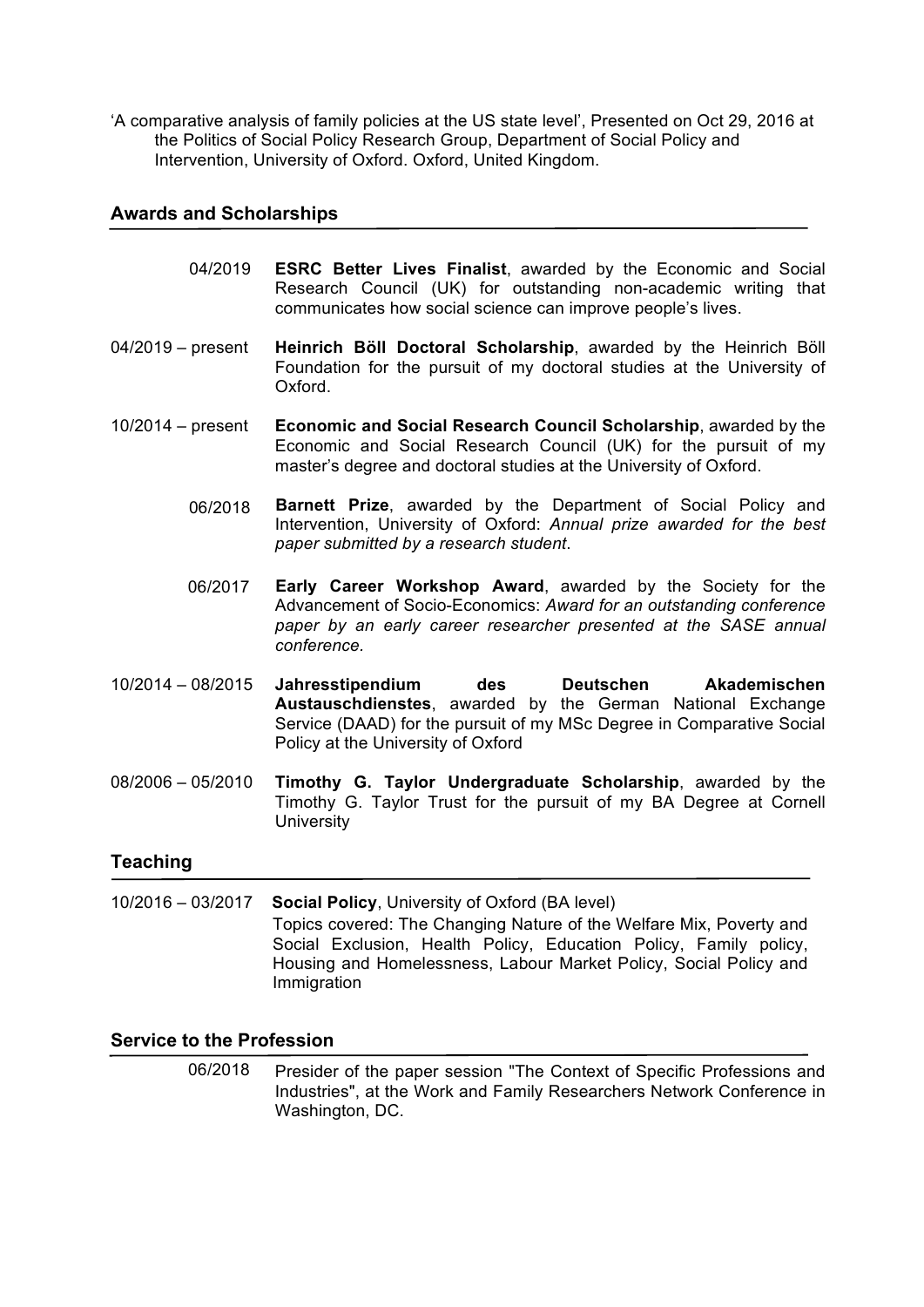'A comparative analysis of family policies at the US state level', Presented on Oct 29, 2016 at the Politics of Social Policy Research Group, Department of Social Policy and Intervention, University of Oxford. Oxford, United Kingdom.

## Awards and Scholarships

04/2019 **ESRC Better Lives Finalist**, awarded by the Economic and Social Research Council (UK) for outstanding non-academic writing that communicates how social science can improve people's lives.

04/2019 – present **Heinrich Böll Doctoral Scholarship**, awarded by the Heinrich Böll Foundation for the pursuit of my doctoral studies at the University of Oxford.

10/2014 – present **Economic and Social Research Council Scholarship**, awarded by the Economic and Social Research Council (UK) for the pursuit of my master's degree and doctoral studies at the University of Oxford.

06/2018 **Barnett Prize**, awarded by the Department of Social Policy and Intervention, University of Oxford: *Annual prize awarded for the best paper submitted by a research student*.

06/2017 **Early Career Workshop Award**, awarded by the Society for the Advancement of Socio-Economics: *Award for an outstanding conference paper by an early career researcher presented at the SASE annual conference.*

10/2014 – 08/2015 **Jahresstipendium des Deutschen Akademischen Austauschdienstes**, awarded by the German National Exchange Service (DAAD) for the pursuit of my MSc Degree in Comparative Social Policy at the University of Oxford

08/2006 – 05/2010 **Timothy G. Taylor Undergraduate Scholarship**, awarded by the Timothy G. Taylor Trust for the pursuit of my BA Degree at Cornell University

## Teaching

10/2016 – 03/2017 **Social Policy**, University of Oxford (BA level)
Topics covered: The Changing Nature of the Welfare Mix, Poverty and Social Exclusion, Health Policy, Education Policy, Family policy, Housing and Homelessness, Labour Market Policy, Social Policy and Immigration

## Service to the Profession

06/2018 Presider of the paper session "The Context of Specific Professions and Industries", at the Work and Family Researchers Network Conference in Washington, DC.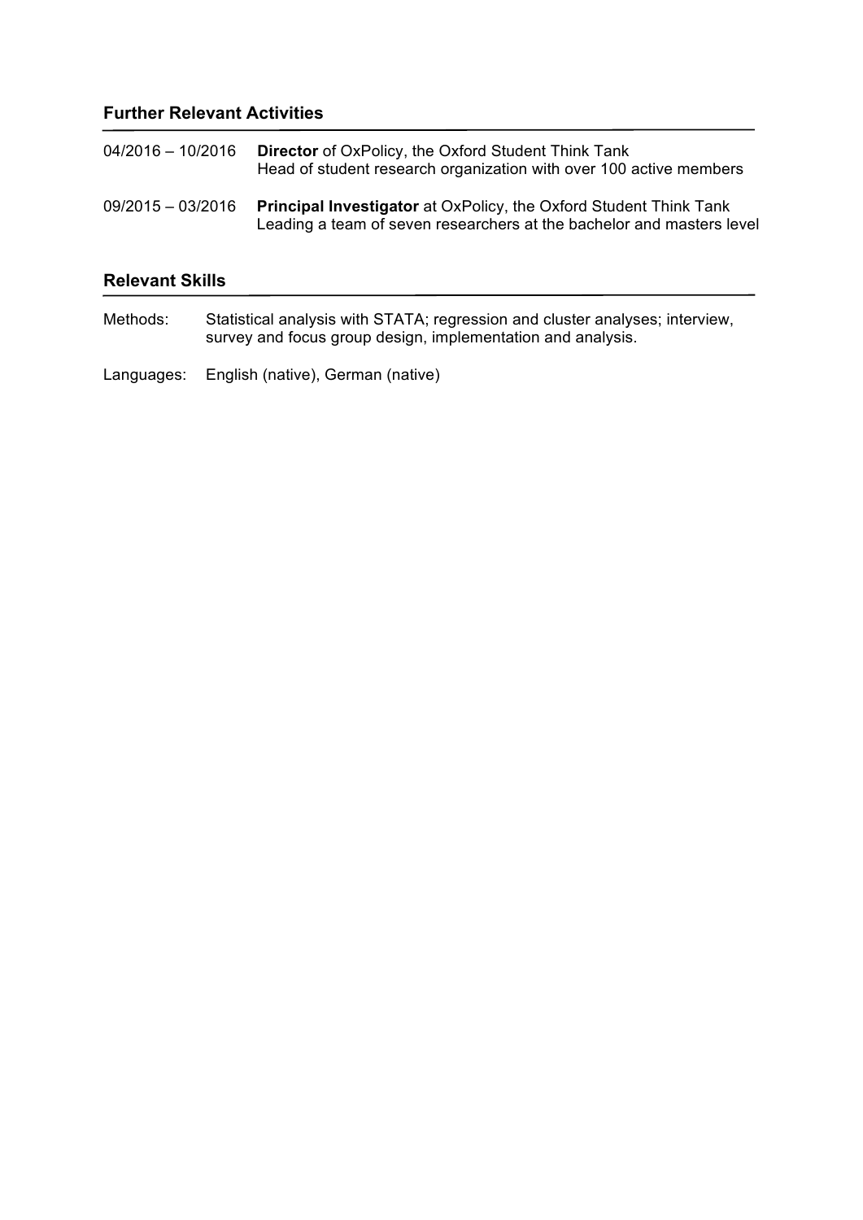## Further Relevant Activities

04/2016 – 10/2016 **Director** of OxPolicy, the Oxford Student Think Tank
Head of student research organization with over 100 active members

09/2015 – 03/2016 **Principal Investigator** at OxPolicy, the Oxford Student Think Tank
Leading a team of seven researchers at the bachelor and masters level

## Relevant Skills

Methods: Statistical analysis with STATA; regression and cluster analyses; interview, survey and focus group design, implementation and analysis.

Languages: English (native), German (native)